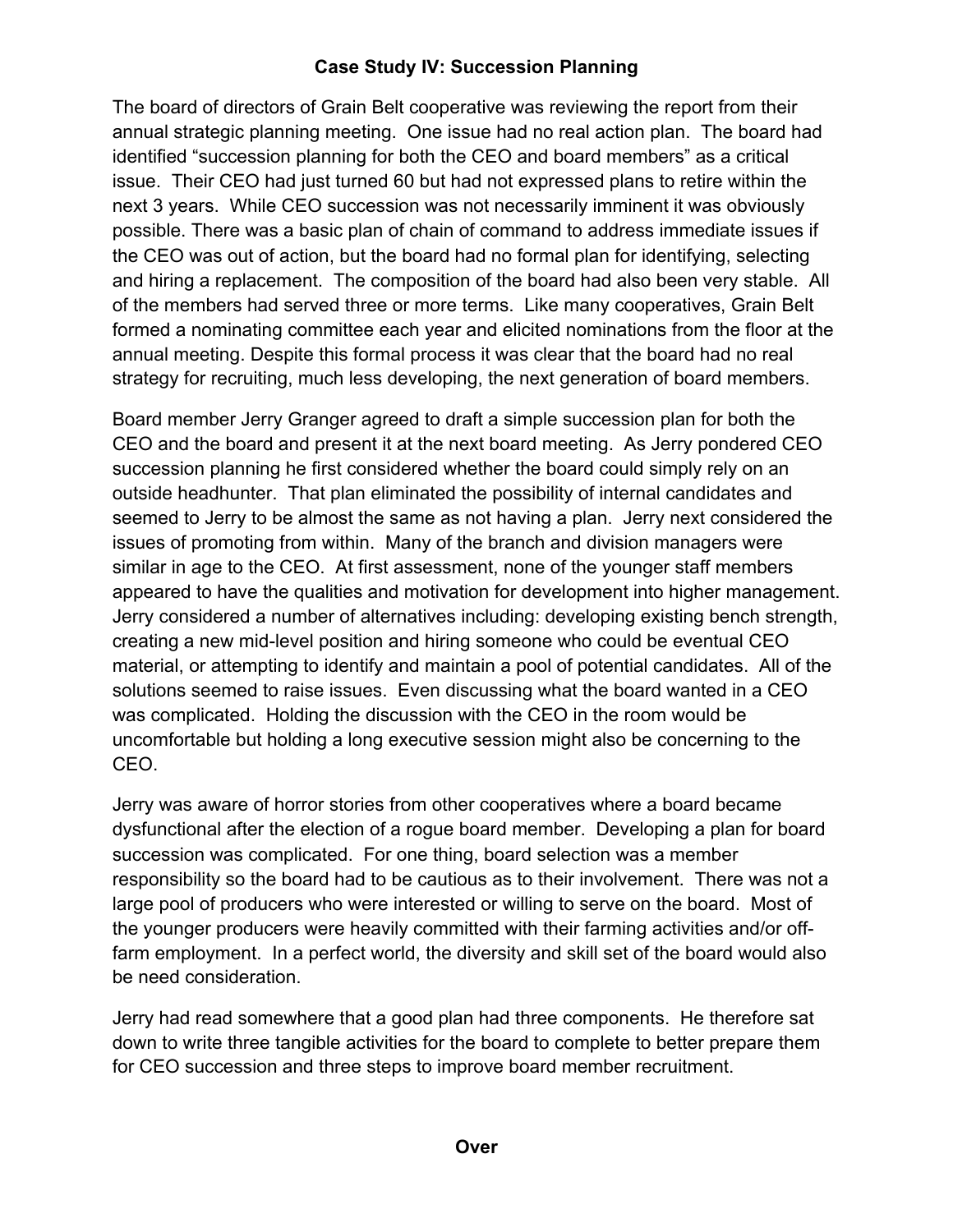# Case Study IV: Succession Planning

The board of directors of Grain Belt cooperative was reviewing the report from their annual strategic planning meeting. One issue had no real action plan. The board had identified "succession planning for both the CEO and board members" as a critical issue. Their CEO had just turned 60 but had not expressed plans to retire within the next 3 years. While CEO succession was not necessarily imminent it was obviously possible. There was a basic plan of chain of command to address immediate issues if the CEO was out of action, but the board had no formal plan for identifying, selecting and hiring a replacement. The composition of the board had also been very stable. All of the members had served three or more terms. Like many cooperatives, Grain Belt formed a nominating committee each year and elicited nominations from the floor at the annual meeting. Despite this formal process it was clear that the board had no real strategy for recruiting, much less developing, the next generation of board members.

Board member Jerry Granger agreed to draft a simple succession plan for both the CEO and the board and present it at the next board meeting. As Jerry pondered CEO succession planning he first considered whether the board could simply rely on an outside headhunter. That plan eliminated the possibility of internal candidates and seemed to Jerry to be almost the same as not having a plan. Jerry next considered the issues of promoting from within. Many of the branch and division managers were similar in age to the CEO. At first assessment, none of the younger staff members appeared to have the qualities and motivation for development into higher management. Jerry considered a number of alternatives including: developing existing bench strength, creating a new mid-level position and hiring someone who could be eventual CEO material, or attempting to identify and maintain a pool of potential candidates. All of the solutions seemed to raise issues. Even discussing what the board wanted in a CEO was complicated. Holding the discussion with the CEO in the room would be uncomfortable but holding a long executive session might also be concerning to the CEO.

Jerry was aware of horror stories from other cooperatives where a board became dysfunctional after the election of a rogue board member. Developing a plan for board succession was complicated. For one thing, board selection was a member responsibility so the board had to be cautious as to their involvement. There was not a large pool of producers who were interested or willing to serve on the board. Most of the younger producers were heavily committed with their farming activities and/or off-farm employment. In a perfect world, the diversity and skill set of the board would also be need consideration.

Jerry had read somewhere that a good plan had three components. He therefore sat down to write three tangible activities for the board to complete to better prepare them for CEO succession and three steps to improve board member recruitment.

**Over**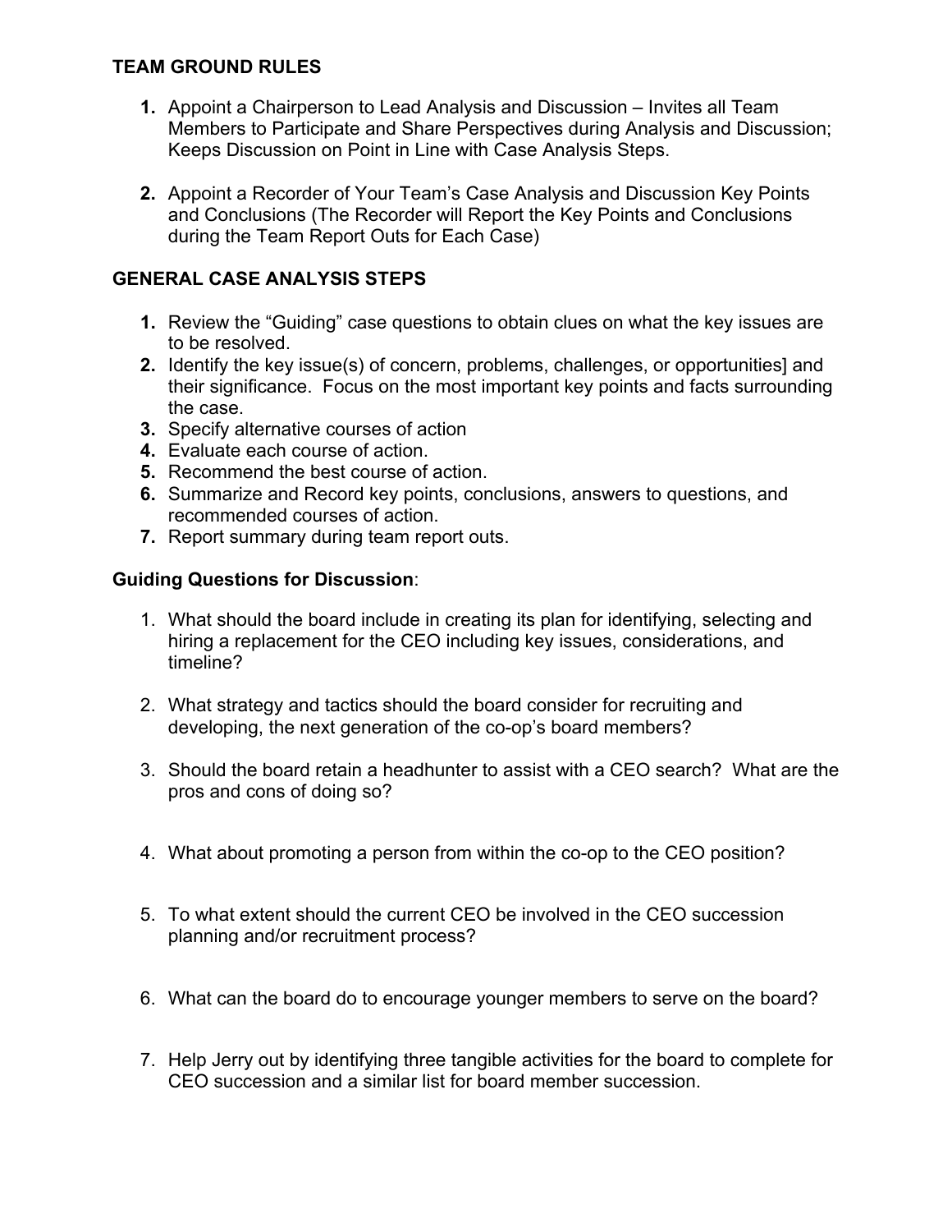## TEAM GROUND RULES

1. Appoint a Chairperson to Lead Analysis and Discussion – Invites all Team Members to Participate and Share Perspectives during Analysis and Discussion; Keeps Discussion on Point in Line with Case Analysis Steps.

2. Appoint a Recorder of Your Team's Case Analysis and Discussion Key Points and Conclusions (The Recorder will Report the Key Points and Conclusions during the Team Report Outs for Each Case)

## GENERAL CASE ANALYSIS STEPS

1. Review the "Guiding" case questions to obtain clues on what the key issues are to be resolved.
2. Identify the key issue(s) of concern, problems, challenges, or opportunities] and their significance. Focus on the most important key points and facts surrounding the case.
3. Specify alternative courses of action
4. Evaluate each course of action.
5. Recommend the best course of action.
6. Summarize and Record key points, conclusions, answers to questions, and recommended courses of action.
7. Report summary during team report outs.

**Guiding Questions for Discussion**:

1. What should the board include in creating its plan for identifying, selecting and hiring a replacement for the CEO including key issues, considerations, and timeline?

2. What strategy and tactics should the board consider for recruiting and developing, the next generation of the co-op's board members?

3. Should the board retain a headhunter to assist with a CEO search? What are the pros and cons of doing so?

4. What about promoting a person from within the co-op to the CEO position?

5. To what extent should the current CEO be involved in the CEO succession planning and/or recruitment process?

6. What can the board do to encourage younger members to serve on the board?

7. Help Jerry out by identifying three tangible activities for the board to complete for CEO succession and a similar list for board member succession.